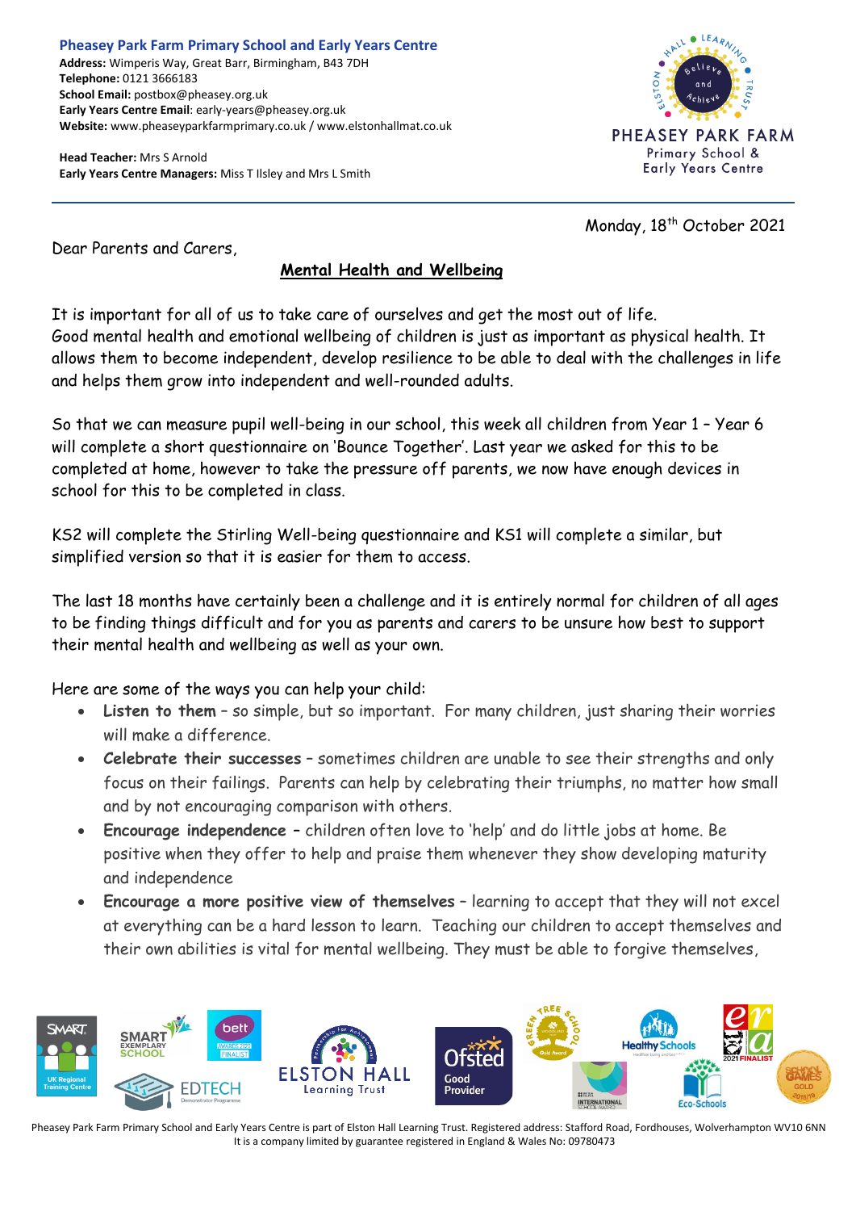**Pheasey Park Farm Primary School and Early Years Centre**
**Address:** Wimperis Way, Great Barr, Birmingham, B43 7DH
**Telephone:** 0121 3666183
**School Email:** postbox@pheasey.org.uk
**Early Years Centre Email**: early-years@pheasey.org.uk
**Website:** www.pheaseyparkfarmprimary.co.uk / www.elstonhallmat.co.uk

**Head Teacher:** Mrs S Arnold
**Early Years Centre Managers:** Miss T Ilsley and Mrs L Smith

Monday, 18th October 2021

Dear Parents and Carers,

## Mental Health and Wellbeing

It is important for all of us to take care of ourselves and get the most out of life.
Good mental health and emotional wellbeing of children is just as important as physical health. It allows them to become independent, develop resilience to be able to deal with the challenges in life and helps them grow into independent and well-rounded adults.

So that we can measure pupil well-being in our school, this week all children from Year 1 – Year 6 will complete a short questionnaire on 'Bounce Together'. Last year we asked for this to be completed at home, however to take the pressure off parents, we now have enough devices in school for this to be completed in class.

KS2 will complete the Stirling Well-being questionnaire and KS1 will complete a similar, but simplified version so that it is easier for them to access.

The last 18 months have certainly been a challenge and it is entirely normal for children of all ages to be finding things difficult and for you as parents and carers to be unsure how best to support their mental health and wellbeing as well as your own.

Here are some of the ways you can help your child:

- **Listen to them** – so simple, but so important. For many children, just sharing their worries will make a difference.
- **Celebrate their successes** – sometimes children are unable to see their strengths and only focus on their failings. Parents can help by celebrating their triumphs, no matter how small and by not encouraging comparison with others.
- **Encourage independence** – children often love to 'help' and do little jobs at home. Be positive when they offer to help and praise them whenever they show developing maturity and independence
- **Encourage a more positive view of themselves** – learning to accept that they will not excel at everything can be a hard lesson to learn. Teaching our children to accept themselves and their own abilities is vital for mental wellbeing. They must be able to forgive themselves,

Pheasey Park Farm Primary School and Early Years Centre is part of Elston Hall Learning Trust. Registered address: Stafford Road, Fordhouses, Wolverhampton WV10 6NN
It is a company limited by guarantee registered in England & Wales No: 09780473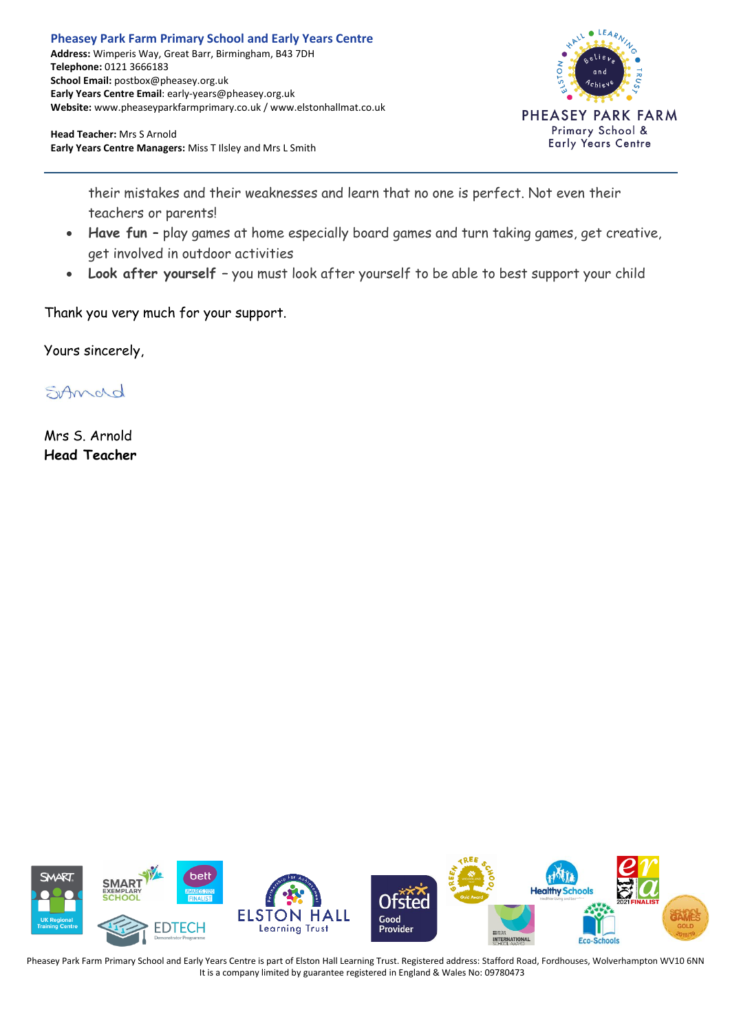their mistakes and their weaknesses and learn that no one is perfect. Not even their teachers or parents!

- **Have fun** – play games at home especially board games and turn taking games, get creative, get involved in outdoor activities
- **Look after yourself** – you must look after yourself to be able to best support your child

Thank you very much for your support.

Yours sincerely,

Mrs S. Arnold
**Head Teacher**

Pheasey Park Farm Primary School and Early Years Centre is part of Elston Hall Learning Trust. Registered address: Stafford Road, Fordhouses, Wolverhampton WV10 6NN
It is a company limited by guarantee registered in England & Wales No: 09780473